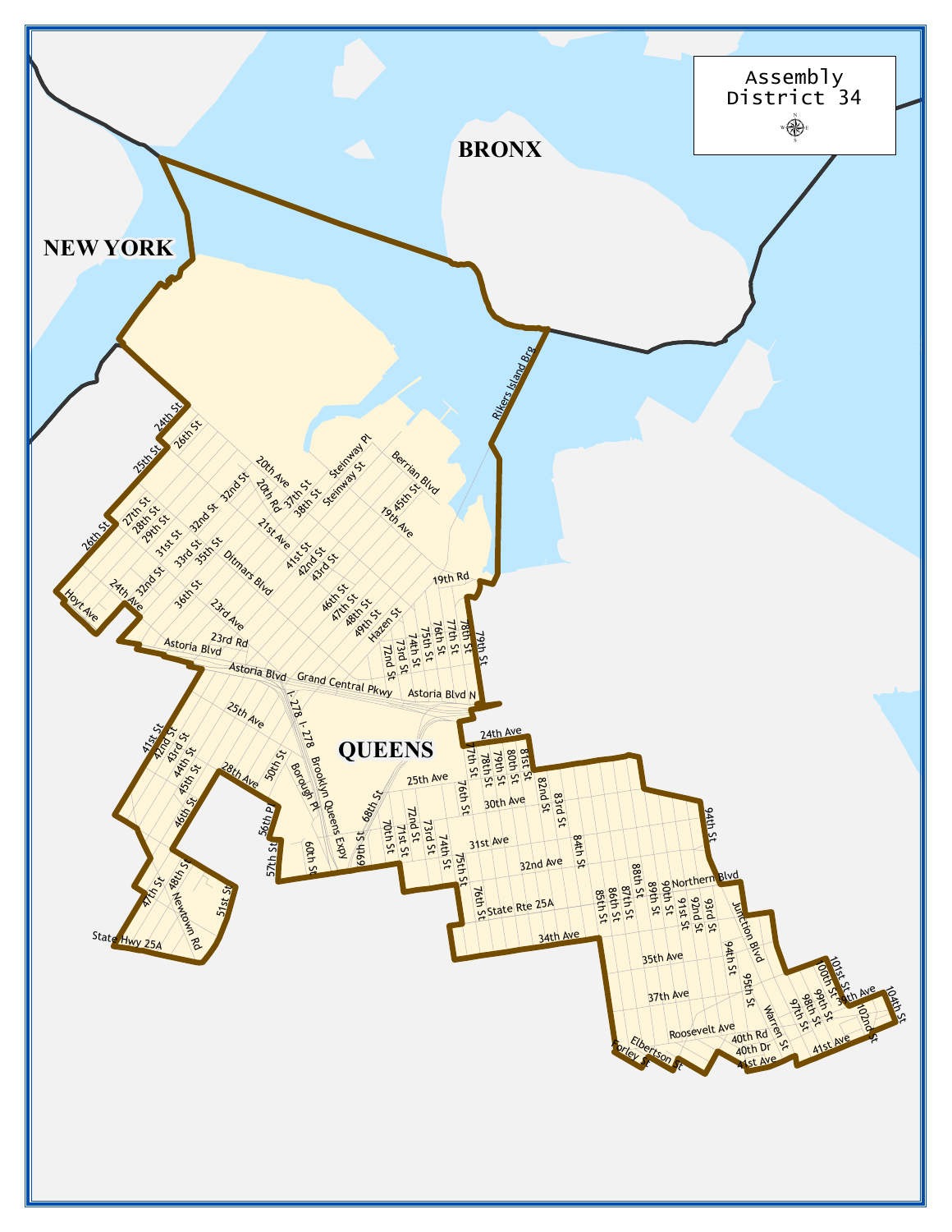# Assembly District 34

NEW YORK

BRONX

QUEENS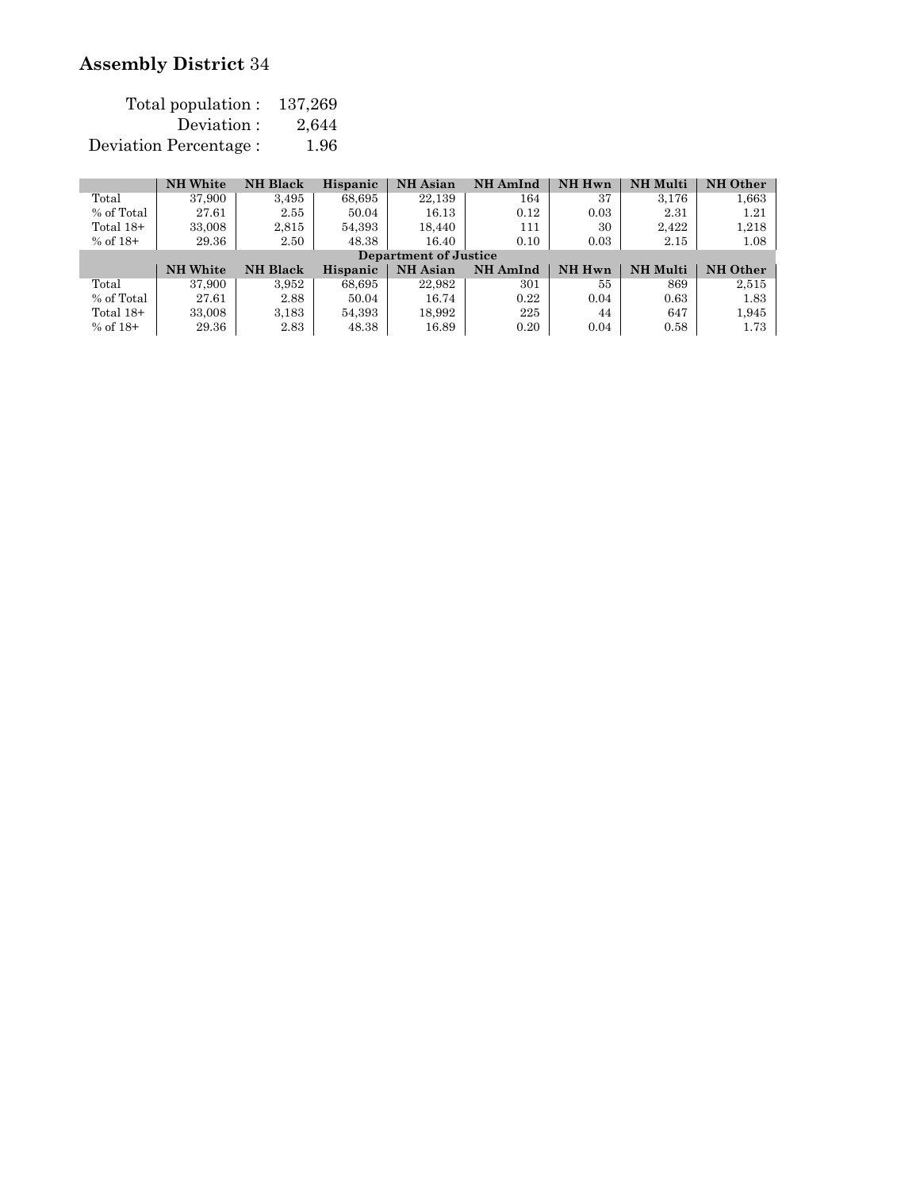**Assembly District** 34

Total population : 137,269
Deviation : 2,644
Deviation Percentage : 1.96

| | NH White | NH Black | Hispanic | NH Asian | NH AmInd | NH Hwn | NH Multi | NH Other |
|---|---|---|---|---|---|---|---|---|
| Total | 37,900 | 3,495 | 68,695 | 22,139 | 164 | 37 | 3,176 | 1,663 |
| % of Total | 27.61 | 2.55 | 50.04 | 16.13 | 0.12 | 0.03 | 2.31 | 1.21 |
| Total 18+ | 33,008 | 2,815 | 54,393 | 18,440 | 111 | 30 | 2,422 | 1,218 |
| % of 18+ | 29.36 | 2.50 | 48.38 | 16.40 | 0.10 | 0.03 | 2.15 | 1.08 |
| **Department of Justice** | | | | | | | | |
| | NH White | NH Black | Hispanic | NH Asian | NH AmInd | NH Hwn | NH Multi | NH Other |
| Total | 37,900 | 3,952 | 68,695 | 22,982 | 301 | 55 | 869 | 2,515 |
| % of Total | 27.61 | 2.88 | 50.04 | 16.74 | 0.22 | 0.04 | 0.63 | 1.83 |
| Total 18+ | 33,008 | 3,183 | 54,393 | 18,992 | 225 | 44 | 647 | 1,945 |
| % of 18+ | 29.36 | 2.83 | 48.38 | 16.89 | 0.20 | 0.04 | 0.58 | 1.73 |